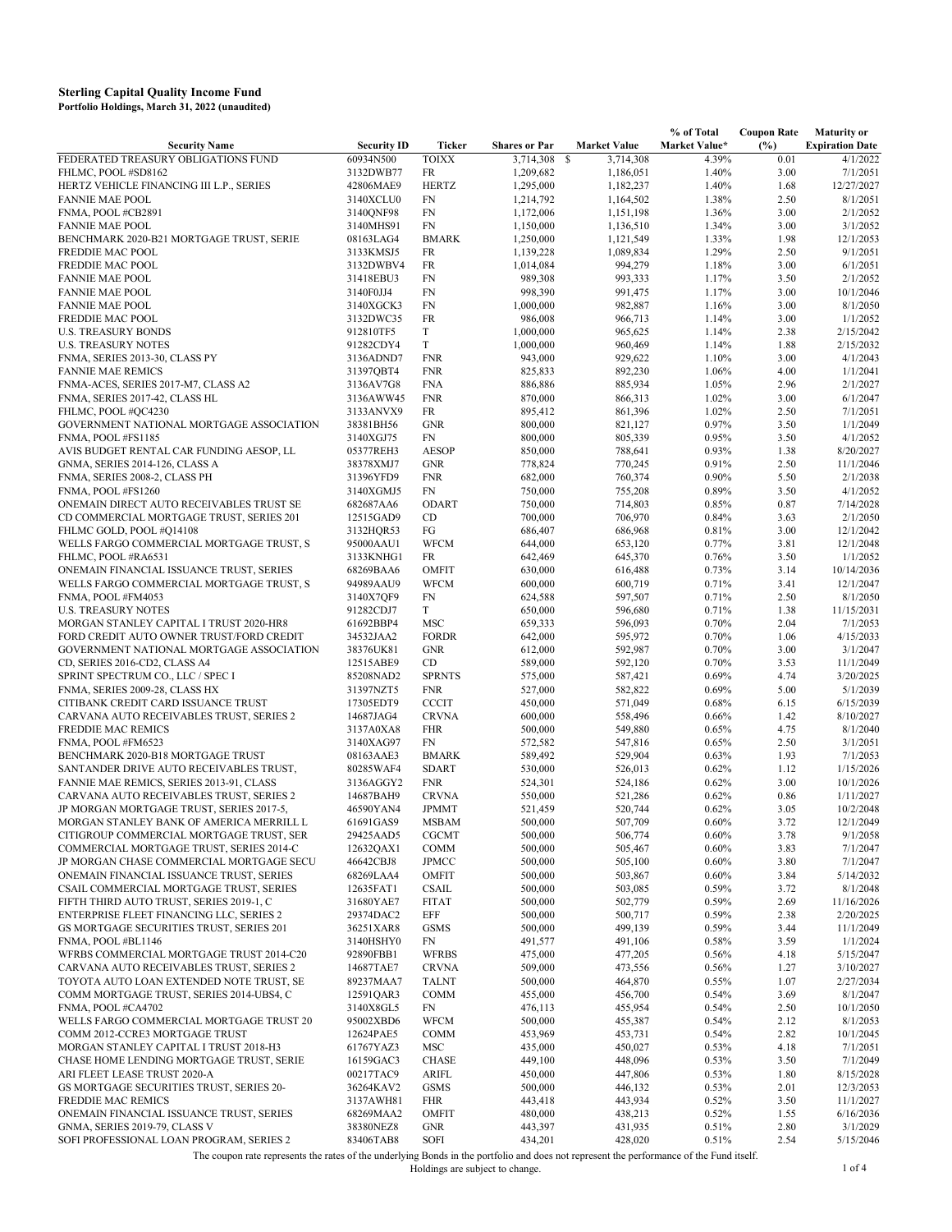**Sterling Capital Quality Income Fund**
**Portfolio Holdings, March 31, 2022 (unaudited)**

| Security Name | Security ID | Ticker | Shares or Par | Market Value | % of Total Market Value* | Coupon Rate (%) | Maturity or Expiration Date |
|---|---|---|---|---|---|---|---|
| FEDERATED TREASURY OBLIGATIONS FUND | 60934N500 | TOIXX | 3,714,308 | $ 3,714,308 | 4.39% | 0.01 | 4/1/2022 |
| FHLMC, POOL #SD8162 | 3132DWB77 | FR | 1,209,682 | 1,186,051 | 1.40% | 3.00 | 7/1/2051 |
| HERTZ VEHICLE FINANCING III L.P., SERIES | 42806MAE9 | HERTZ | 1,295,000 | 1,182,237 | 1.40% | 1.68 | 12/27/2027 |
| FANNIE MAE POOL | 3140XCLU0 | FN | 1,214,792 | 1,164,502 | 1.38% | 2.50 | 8/1/2051 |
| FNMA, POOL #CB2891 | 3140QNF98 | FN | 1,172,006 | 1,151,198 | 1.36% | 3.00 | 2/1/2052 |
| FANNIE MAE POOL | 3140MHS91 | FN | 1,150,000 | 1,136,510 | 1.34% | 3.00 | 3/1/2052 |
| BENCHMARK 2020-B21 MORTGAGE TRUST, SERIE | 08163LAG4 | BMARK | 1,250,000 | 1,121,549 | 1.33% | 1.98 | 12/1/2053 |
| FREDDIE MAC POOL | 3133KMSJ5 | FR | 1,139,228 | 1,089,834 | 1.29% | 2.50 | 9/1/2051 |
| FREDDIE MAC POOL | 3132DWBV4 | FR | 1,014,084 | 994,279 | 1.18% | 3.00 | 6/1/2051 |
| FANNIE MAE POOL | 31418EBU3 | FN | 989,308 | 993,333 | 1.17% | 3.50 | 2/1/2052 |
| FANNIE MAE POOL | 3140F0JJ4 | FN | 998,390 | 991,475 | 1.17% | 3.00 | 10/1/2046 |
| FANNIE MAE POOL | 3140XGCK3 | FN | 1,000,000 | 982,887 | 1.16% | 3.00 | 8/1/2050 |
| FREDDIE MAC POOL | 3132DWC35 | FR | 986,008 | 966,713 | 1.14% | 3.00 | 1/1/2052 |
| U.S. TREASURY BONDS | 912810TF5 | T | 1,000,000 | 965,625 | 1.14% | 2.38 | 2/15/2042 |
| U.S. TREASURY NOTES | 91282CDY4 | T | 1,000,000 | 960,469 | 1.14% | 1.88 | 2/15/2032 |
| FNMA, SERIES 2013-30, CLASS PY | 3136ADND7 | FNR | 943,000 | 929,622 | 1.10% | 3.00 | 4/1/2043 |
| FANNIE MAE REMICS | 31397QBT4 | FNR | 825,833 | 892,230 | 1.06% | 4.00 | 1/1/2041 |
| FNMA-ACES, SERIES 2017-M7, CLASS A2 | 3136AV7G8 | FNA | 886,886 | 885,934 | 1.05% | 2.96 | 2/1/2027 |
| FNMA, SERIES 2017-42, CLASS HL | 3136AWW45 | FNR | 870,000 | 866,313 | 1.02% | 3.00 | 6/1/2047 |
| FHLMC, POOL #QC4230 | 3133ANVX9 | FR | 895,412 | 861,396 | 1.02% | 2.50 | 7/1/2051 |
| GOVERNMENT NATIONAL MORTGAGE ASSOCIATION | 38381BH56 | GNR | 800,000 | 821,127 | 0.97% | 3.50 | 1/1/2049 |
| FNMA, POOL #FS1185 | 3140XGJ75 | FN | 800,000 | 805,339 | 0.95% | 3.50 | 4/1/2052 |
| AVIS BUDGET RENTAL CAR FUNDING AESOP, LL | 05377REH3 | AESOP | 850,000 | 788,641 | 0.93% | 1.38 | 8/20/2027 |
| GNMA, SERIES 2014-126, CLASS A | 38378XMJ7 | GNR | 778,824 | 770,245 | 0.91% | 2.50 | 11/1/2046 |
| FNMA, SERIES 2008-2, CLASS PH | 31396YFD9 | FNR | 682,000 | 760,374 | 0.90% | 5.50 | 2/1/2038 |
| FNMA, POOL #FS1260 | 3140XGMJ5 | FN | 750,000 | 755,208 | 0.89% | 3.50 | 4/1/2052 |
| ONEMAIN DIRECT AUTO RECEIVABLES TRUST SE | 682687AA6 | ODART | 750,000 | 714,803 | 0.85% | 0.87 | 7/14/2028 |
| CD COMMERCIAL MORTGAGE TRUST, SERIES 201 | 12515GAD9 | CD | 700,000 | 706,970 | 0.84% | 3.63 | 2/1/2050 |
| FHLMC GOLD, POOL #Q14108 | 3132HQR53 | FG | 686,407 | 686,968 | 0.81% | 3.00 | 12/1/2042 |
| WELLS FARGO COMMERCIAL MORTGAGE TRUST, S | 95000AAU1 | WFCM | 644,000 | 653,120 | 0.77% | 3.81 | 12/1/2048 |
| FHLMC, POOL #RA6531 | 3133KNHG1 | FR | 642,469 | 645,370 | 0.76% | 3.50 | 1/1/2052 |
| ONEMAIN FINANCIAL ISSUANCE TRUST, SERIES | 68269BAA6 | OMFIT | 630,000 | 616,488 | 0.73% | 3.14 | 10/14/2036 |
| WELLS FARGO COMMERCIAL MORTGAGE TRUST, S | 94989AAU9 | WFCM | 600,000 | 600,719 | 0.71% | 3.41 | 12/1/2047 |
| FNMA, POOL #FM4053 | 3140X7QF9 | FN | 624,588 | 597,507 | 0.71% | 2.50 | 8/1/2050 |
| U.S. TREASURY NOTES | 91282CDJ7 | T | 650,000 | 596,680 | 0.71% | 1.38 | 11/15/2031 |
| MORGAN STANLEY CAPITAL I TRUST 2020-HR8 | 61692BBP4 | MSC | 659,333 | 596,093 | 0.70% | 2.04 | 7/1/2053 |
| FORD CREDIT AUTO OWNER TRUST/FORD CREDIT | 34532JAA2 | FORDR | 642,000 | 595,972 | 0.70% | 1.06 | 4/15/2033 |
| GOVERNMENT NATIONAL MORTGAGE ASSOCIATION | 38376UK81 | GNR | 612,000 | 592,987 | 0.70% | 3.00 | 3/1/2047 |
| CD, SERIES 2016-CD2, CLASS A4 | 12515ABE9 | CD | 589,000 | 592,120 | 0.70% | 3.53 | 11/1/2049 |
| SPRINT SPECTRUM CO., LLC / SPEC I | 85208NAD2 | SPRNTS | 575,000 | 587,421 | 0.69% | 4.74 | 3/20/2025 |
| FNMA, SERIES 2009-28, CLASS HX | 31397NZT5 | FNR | 527,000 | 582,822 | 0.69% | 5.00 | 5/1/2039 |
| CITIBANK CREDIT CARD ISSUANCE TRUST | 17305EDT9 | CCCIT | 450,000 | 571,049 | 0.68% | 6.15 | 6/15/2039 |
| CARVANA AUTO RECEIVABLES TRUST, SERIES 2 | 14687JAG4 | CRVNA | 600,000 | 558,496 | 0.66% | 1.42 | 8/10/2027 |
| FREDDIE MAC REMICS | 3137A0XA8 | FHR | 500,000 | 549,880 | 0.65% | 4.75 | 8/1/2040 |
| FNMA, POOL #FM6523 | 3140XAG97 | FN | 572,582 | 547,816 | 0.65% | 2.50 | 3/1/2051 |
| BENCHMARK 2020-B18 MORTGAGE TRUST | 08163AAE3 | BMARK | 589,492 | 529,904 | 0.63% | 1.93 | 7/1/2053 |
| SANTANDER DRIVE AUTO RECEIVABLES TRUST, | 80285WAF4 | SDART | 530,000 | 526,013 | 0.62% | 1.12 | 1/15/2026 |
| FANNIE MAE REMICS, SERIES 2013-91, CLASS | 3136AGGY2 | FNR | 524,301 | 524,186 | 0.62% | 3.00 | 10/1/2026 |
| CARVANA AUTO RECEIVABLES TRUST, SERIES 2 | 14687BAH9 | CRVNA | 550,000 | 521,286 | 0.62% | 0.86 | 1/11/2027 |
| JP MORGAN MORTGAGE TRUST, SERIES 2017-5, | 46590YAN4 | JPMMT | 521,459 | 520,744 | 0.62% | 3.05 | 10/2/2048 |
| MORGAN STANLEY BANK OF AMERICA MERRILL L | 61691GAS9 | MSBAM | 500,000 | 507,709 | 0.60% | 3.72 | 12/1/2049 |
| CITIGROUP COMMERCIAL MORTGAGE TRUST, SER | 29425AAD5 | CGCMT | 500,000 | 506,774 | 0.60% | 3.78 | 9/1/2058 |
| COMMERCIAL MORTGAGE TRUST, SERIES 2014-C | 12632QAX1 | COMM | 500,000 | 505,467 | 0.60% | 3.83 | 7/1/2047 |
| JP MORGAN CHASE COMMERCIAL MORTGAGE SECU | 46642CBJ8 | JPMCC | 500,000 | 505,100 | 0.60% | 3.80 | 7/1/2047 |
| ONEMAIN FINANCIAL ISSUANCE TRUST, SERIES | 68269LAA4 | OMFIT | 500,000 | 503,867 | 0.60% | 3.84 | 5/14/2032 |
| CSAIL COMMERCIAL MORTGAGE TRUST, SERIES | 12635FAT1 | CSAIL | 500,000 | 503,085 | 0.59% | 3.72 | 8/1/2048 |
| FIFTH THIRD AUTO TRUST, SERIES 2019-1, C | 31680YAE7 | FITAT | 500,000 | 502,779 | 0.59% | 2.69 | 11/16/2026 |
| ENTERPRISE FLEET FINANCING LLC, SERIES 2 | 29374DAC2 | EFF | 500,000 | 500,717 | 0.59% | 2.38 | 2/20/2025 |
| GS MORTGAGE SECURITIES TRUST, SERIES 201 | 36251XAR8 | GSMS | 500,000 | 499,139 | 0.59% | 3.44 | 11/1/2049 |
| FNMA, POOL #BL1146 | 3140HSHY0 | FN | 491,577 | 491,106 | 0.58% | 3.59 | 1/1/2024 |
| WFRBS COMMERCIAL MORTGAGE TRUST 2014-C20 | 92890FBB1 | WFRBS | 475,000 | 477,205 | 0.56% | 4.18 | 5/15/2047 |
| CARVANA AUTO RECEIVABLES TRUST, SERIES 2 | 14687TAE7 | CRVNA | 509,000 | 473,556 | 0.56% | 1.27 | 3/10/2027 |
| TOYOTA AUTO LOAN EXTENDED NOTE TRUST, SE | 89237MAA7 | TALNT | 500,000 | 464,870 | 0.55% | 1.07 | 2/27/2034 |
| COMM MORTGAGE TRUST, SERIES 2014-UBS4, C | 12591QAR3 | COMM | 455,000 | 456,700 | 0.54% | 3.69 | 8/1/2047 |
| FNMA, POOL #CA4702 | 3140X8GL5 | FN | 476,113 | 455,954 | 0.54% | 2.50 | 10/1/2050 |
| WELLS FARGO COMMERCIAL MORTGAGE TRUST 20 | 95002XBD6 | WFCM | 500,000 | 455,387 | 0.54% | 2.12 | 8/1/2053 |
| COMM 2012-CCRE3 MORTGAGE TRUST | 12624PAE5 | COMM | 453,969 | 453,731 | 0.54% | 2.82 | 10/1/2045 |
| MORGAN STANLEY CAPITAL I TRUST 2018-H3 | 61767YAZ3 | MSC | 435,000 | 450,027 | 0.53% | 4.18 | 7/1/2051 |
| CHASE HOME LENDING MORTGAGE TRUST, SERIE | 16159GAC3 | CHASE | 449,100 | 448,096 | 0.53% | 3.50 | 7/1/2049 |
| ARI FLEET LEASE TRUST 2020-A | 00217TAC9 | ARIFL | 450,000 | 447,806 | 0.53% | 1.80 | 8/15/2028 |
| GS MORTGAGE SECURITIES TRUST, SERIES 20- | 36264KAV2 | GSMS | 500,000 | 446,132 | 0.53% | 2.01 | 12/3/2053 |
| FREDDIE MAC REMICS | 3137AWH81 | FHR | 443,418 | 443,934 | 0.52% | 3.50 | 11/1/2027 |
| ONEMAIN FINANCIAL ISSUANCE TRUST, SERIES | 68269MAA2 | OMFIT | 480,000 | 438,213 | 0.52% | 1.55 | 6/16/2036 |
| GNMA, SERIES 2019-79, CLASS V | 38380NEZ8 | GNR | 443,397 | 431,935 | 0.51% | 2.80 | 3/1/2029 |
| SOFI PROFESSIONAL LOAN PROGRAM, SERIES 2 | 83406TAB8 | SOFI | 434,201 | 428,020 | 0.51% | 2.54 | 5/15/2046 |

The coupon rate represents the rates of the underlying Bonds in the portfolio and does not represent the performance of the Fund itself.

Holdings are subject to change.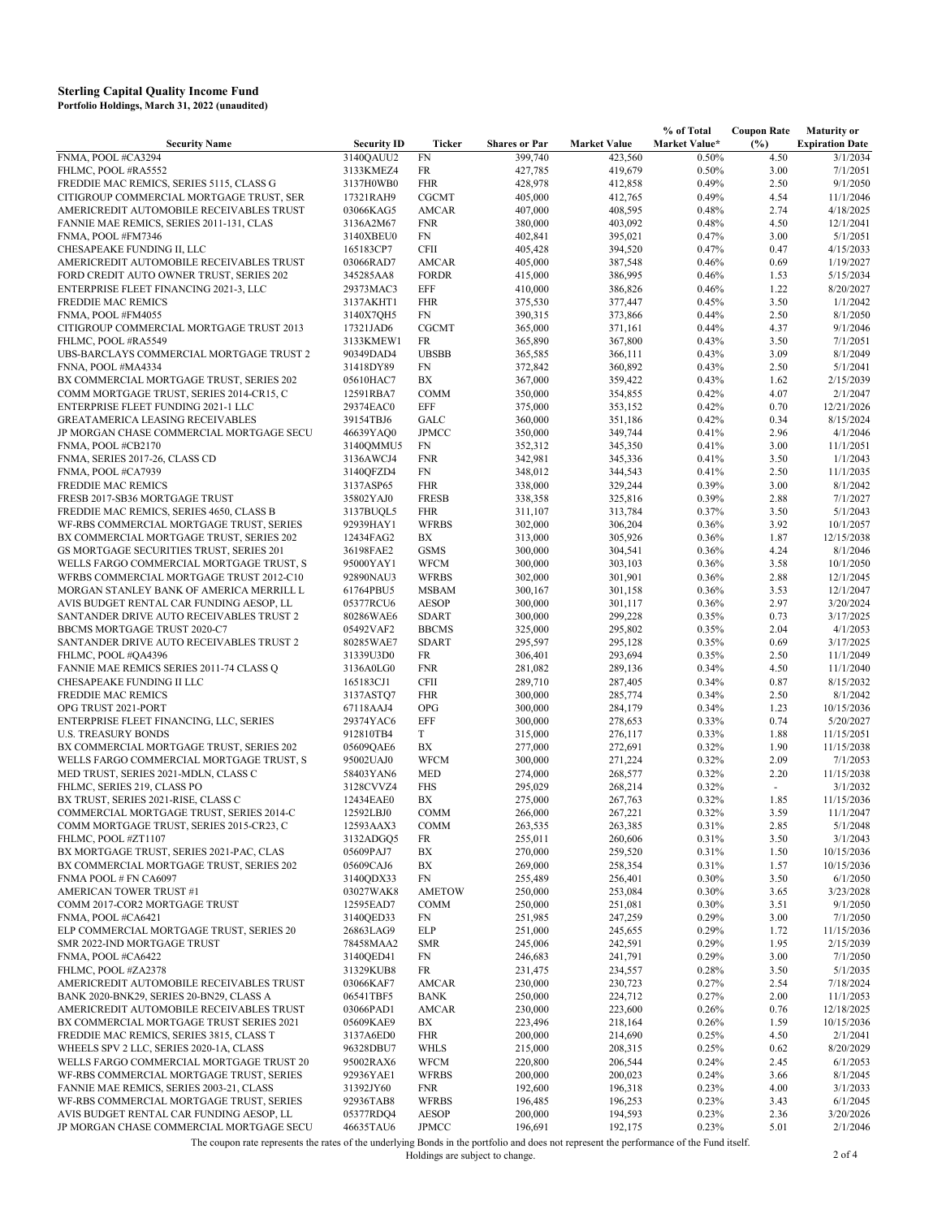**Sterling Capital Quality Income Fund**
**Portfolio Holdings, March 31, 2022 (unaudited)**

| Security Name | Security ID | Ticker | Shares or Par | Market Value | % of Total Market Value* | Coupon Rate (%) | Maturity or Expiration Date |
|---|---|---|---|---|---|---|---|
| FNMA, POOL #CA3294 | 3140QAUU2 | FN | 399,740 | 423,560 | 0.50% | 4.50 | 3/1/2034 |
| FHLMC, POOL #RA5552 | 3133KMEZ4 | FR | 427,785 | 419,679 | 0.50% | 3.00 | 7/1/2051 |
| FREDDIE MAC REMICS, SERIES 5115, CLASS G | 3137H0WB0 | FHR | 428,978 | 412,858 | 0.49% | 2.50 | 9/1/2050 |
| CITIGROUP COMMERCIAL MORTGAGE TRUST, SER | 17321RAH9 | CGCMT | 405,000 | 412,765 | 0.49% | 4.54 | 11/1/2046 |
| AMERICREDIT AUTOMOBILE RECEIVABLES TRUST | 03066KAG5 | AMCAR | 407,000 | 408,595 | 0.48% | 2.74 | 4/18/2025 |
| FANNIE MAE REMICS, SERIES 2011-131, CLAS | 3136A2M67 | FNR | 380,000 | 403,092 | 0.48% | 4.50 | 12/1/2041 |
| FNMA, POOL #FM7346 | 3140XBEU0 | FN | 402,841 | 395,021 | 0.47% | 3.00 | 5/1/2051 |
| CHESAPEAKE FUNDING II, LLC | 165183CP7 | CFII | 405,428 | 394,520 | 0.47% | 0.47 | 4/15/2033 |
| AMERICREDIT AUTOMOBILE RECEIVABLES TRUST | 03066RAD7 | AMCAR | 405,000 | 387,548 | 0.46% | 0.69 | 1/19/2027 |
| FORD CREDIT AUTO OWNER TRUST, SERIES 202 | 345285AA8 | FORDR | 415,000 | 386,995 | 0.46% | 1.53 | 5/15/2034 |
| ENTERPRISE FLEET FINANCING 2021-3, LLC | 29373MAC3 | EFF | 410,000 | 386,826 | 0.46% | 1.22 | 8/20/2027 |
| FREDDIE MAC REMICS | 3137AKHT1 | FHR | 375,530 | 377,447 | 0.45% | 3.50 | 1/1/2042 |
| FNMA, POOL #FM4055 | 3140X7QH5 | FN | 390,315 | 373,866 | 0.44% | 2.50 | 8/1/2050 |
| CITIGROUP COMMERCIAL MORTGAGE TRUST 2013 | 17321JAD6 | CGCMT | 365,000 | 371,161 | 0.44% | 4.37 | 9/1/2046 |
| FHLMC, POOL #RA5549 | 3133KMEW1 | FR | 365,890 | 367,800 | 0.43% | 3.50 | 7/1/2051 |
| UBS-BARCLAYS COMMERCIAL MORTGAGE TRUST 2 | 90349DAD4 | UBSBB | 365,585 | 366,111 | 0.43% | 3.09 | 8/1/2049 |
| FNMA, POOL #MA4334 | 31418DY89 | FN | 372,842 | 360,892 | 0.43% | 2.50 | 5/1/2041 |
| BX COMMERCIAL MORTGAGE TRUST, SERIES 202 | 05610HAC7 | BX | 367,000 | 359,422 | 0.43% | 1.62 | 2/15/2039 |
| COMM MORTGAGE TRUST, SERIES 2014-CR15, C | 12591RBA7 | COMM | 350,000 | 354,855 | 0.42% | 4.07 | 2/1/2047 |
| ENTERPRISE FLEET FUNDING 2021-1 LLC | 29374EAC0 | EFF | 375,000 | 353,152 | 0.42% | 0.70 | 12/21/2026 |
| GREATAMERICA LEASING RECEIVABLES | 39154TBJ6 | GALC | 360,000 | 351,186 | 0.42% | 0.34 | 8/15/2024 |
| JP MORGAN CHASE COMMERCIAL MORTGAGE SECU | 46639YAQ0 | JPMCC | 350,000 | 349,744 | 0.41% | 2.96 | 4/1/2046 |
| FNMA, POOL #CB2170 | 3140QMMU5 | FN | 352,312 | 345,350 | 0.41% | 3.00 | 11/1/2051 |
| FNMA, SERIES 2017-26, CLASS CD | 3136AWCJ4 | FNR | 342,981 | 345,336 | 0.41% | 3.50 | 1/1/2043 |
| FNMA, POOL #CA7939 | 3140QFZD4 | FN | 348,012 | 344,543 | 0.41% | 2.50 | 11/1/2035 |
| FREDDIE MAC REMICS | 3137ASP65 | FHR | 338,000 | 329,244 | 0.39% | 3.00 | 8/1/2042 |
| FRESB 2017-SB36 MORTGAGE TRUST | 35802YAJ0 | FRESB | 338,358 | 325,816 | 0.39% | 2.88 | 7/1/2027 |
| FREDDIE MAC REMICS, SERIES 4650, CLASS B | 3137BUQL5 | FHR | 311,107 | 313,784 | 0.37% | 3.50 | 5/1/2043 |
| WF-RBS COMMERCIAL MORTGAGE TRUST, SERIES | 92939HAY1 | WFRBS | 302,000 | 306,204 | 0.36% | 3.92 | 10/1/2057 |
| BX COMMERCIAL MORTGAGE TRUST, SERIES 202 | 12434FAG2 | BX | 313,000 | 305,926 | 0.36% | 1.87 | 12/15/2038 |
| GS MORTGAGE SECURITIES TRUST, SERIES 201 | 36198FAE2 | GSMS | 300,000 | 304,541 | 0.36% | 4.24 | 8/1/2046 |
| WELLS FARGO COMMERCIAL MORTGAGE TRUST, S | 95000YAY1 | WFCM | 300,000 | 303,103 | 0.36% | 3.58 | 10/1/2050 |
| WFRBS COMMERCIAL MORTGAGE TRUST 2012-C10 | 92890NAU3 | WFRBS | 302,000 | 301,901 | 0.36% | 2.88 | 12/1/2045 |
| MORGAN STANLEY BANK OF AMERICA MERRILL L | 61764PBU5 | MSBAM | 300,167 | 301,158 | 0.36% | 3.53 | 12/1/2047 |
| AVIS BUDGET RENTAL CAR FUNDING AESOP, LL | 05377RCU6 | AESOP | 300,000 | 301,117 | 0.36% | 2.97 | 3/20/2024 |
| SANTANDER DRIVE AUTO RECEIVABLES TRUST 2 | 80286WAE6 | SDART | 300,000 | 299,228 | 0.35% | 0.73 | 3/17/2025 |
| BBCMS MORTGAGE TRUST 2020-C7 | 05492VAF2 | BBCMS | 325,000 | 295,802 | 0.35% | 2.04 | 4/1/2053 |
| SANTANDER DRIVE AUTO RECEIVABLES TRUST 2 | 80285WAE7 | SDART | 295,597 | 295,128 | 0.35% | 0.69 | 3/17/2025 |
| FHLMC, POOL #QA4396 | 31339U3D0 | FR | 306,401 | 293,694 | 0.35% | 2.50 | 11/1/2049 |
| FANNIE MAE REMICS SERIES 2011-74 CLASS Q | 3136A0LG0 | FNR | 281,082 | 289,136 | 0.34% | 4.50 | 11/1/2040 |
| CHESAPEAKE FUNDING II LLC | 165183CJ1 | CFII | 289,710 | 287,405 | 0.34% | 0.87 | 8/15/2032 |
| FREDDIE MAC REMICS | 3137ASTQ7 | FHR | 300,000 | 285,774 | 0.34% | 2.50 | 8/1/2042 |
| OPG TRUST 2021-PORT | 67118AAJ4 | OPG | 300,000 | 284,179 | 0.34% | 1.23 | 10/15/2036 |
| ENTERPRISE FLEET FINANCING, LLC, SERIES | 29374YAC6 | EFF | 300,000 | 278,653 | 0.33% | 0.74 | 5/20/2027 |
| U.S. TREASURY BONDS | 912810TB4 | T | 315,000 | 276,117 | 0.33% | 1.88 | 11/15/2051 |
| BX COMMERCIAL MORTGAGE TRUST, SERIES 202 | 05609QAE6 | BX | 277,000 | 272,691 | 0.32% | 1.90 | 11/15/2038 |
| WELLS FARGO COMMERCIAL MORTGAGE TRUST, S | 95002UAJ0 | WFCM | 300,000 | 271,224 | 0.32% | 2.09 | 7/1/2053 |
| MED TRUST, SERIES 2021-MDLN, CLASS C | 58403YAN6 | MED | 274,000 | 268,577 | 0.32% | 2.20 | 11/15/2038 |
| FHLMC, SERIES 219, CLASS PO | 3128CVVZ4 | FHS | 295,029 | 268,214 | 0.32% | - | 3/1/2032 |
| BX TRUST, SERIES 2021-RISE, CLASS C | 12434EAE0 | BX | 275,000 | 267,763 | 0.32% | 1.85 | 11/15/2036 |
| COMMERCIAL MORTGAGE TRUST, SERIES 2014-C | 12592LBJ0 | COMM | 266,000 | 267,221 | 0.32% | 3.59 | 11/1/2047 |
| COMM MORTGAGE TRUST, SERIES 2015-CR23, C | 12593AAX3 | COMM | 263,535 | 263,385 | 0.31% | 2.85 | 5/1/2048 |
| FHLMC, POOL #ZT1107 | 3132ADGQ5 | FR | 255,011 | 260,606 | 0.31% | 3.50 | 3/1/2043 |
| BX MORTGAGE TRUST, SERIES 2021-PAC, CLAS | 05609PAJ7 | BX | 270,000 | 259,520 | 0.31% | 1.50 | 10/15/2036 |
| BX COMMERCIAL MORTGAGE TRUST, SERIES 202 | 05609CAJ6 | BX | 269,000 | 258,354 | 0.31% | 1.57 | 10/15/2036 |
| FNMA POOL # FN CA6097 | 3140QDX33 | FN | 255,489 | 256,401 | 0.30% | 3.50 | 6/1/2050 |
| AMERICAN TOWER TRUST #1 | 03027WAK8 | AMETOW | 250,000 | 253,084 | 0.30% | 3.65 | 3/23/2028 |
| COMM 2017-COR2 MORTGAGE TRUST | 12595EAD7 | COMM | 250,000 | 251,081 | 0.30% | 3.51 | 9/1/2050 |
| FNMA, POOL #CA6421 | 3140QED33 | FN | 251,985 | 247,259 | 0.29% | 3.00 | 7/1/2050 |
| ELP COMMERCIAL MORTGAGE TRUST, SERIES 20 | 26863LAG9 | ELP | 251,000 | 245,655 | 0.29% | 1.72 | 11/15/2036 |
| SMR 2022-IND MORTGAGE TRUST | 78458MAA2 | SMR | 245,006 | 242,591 | 0.29% | 1.95 | 2/15/2039 |
| FNMA, POOL #CA6422 | 3140QED41 | FN | 246,683 | 241,791 | 0.29% | 3.00 | 7/1/2050 |
| FHLMC, POOL #ZA2378 | 31329KUB8 | FR | 231,475 | 234,557 | 0.28% | 3.50 | 5/1/2035 |
| AMERICREDIT AUTOMOBILE RECEIVABLES TRUST | 03066KAF7 | AMCAR | 230,000 | 230,723 | 0.27% | 2.54 | 7/18/2024 |
| BANK 2020-BNK29, SERIES 20-BN29, CLASS A | 06541TBF5 | BANK | 250,000 | 224,712 | 0.27% | 2.00 | 11/1/2053 |
| AMERICREDIT AUTOMOBILE RECEIVABLES TRUST | 03066PAD1 | AMCAR | 230,000 | 223,600 | 0.26% | 0.76 | 12/18/2025 |
| BX COMMERCIAL MORTGAGE TRUST SERIES 2021 | 05609KAE9 | BX | 223,496 | 218,164 | 0.26% | 1.59 | 10/15/2036 |
| FREDDIE MAC REMICS, SERIES 3815, CLASS T | 3137A6ED0 | FHR | 200,000 | 214,690 | 0.25% | 4.50 | 2/1/2041 |
| WHEELS SPV 2 LLC, SERIES 2020-1A, CLASS | 96328DBU7 | WHLS | 215,000 | 208,315 | 0.25% | 0.62 | 8/20/2029 |
| WELLS FARGO COMMERCIAL MORTGAGE TRUST 20 | 95002RAX6 | WFCM | 220,800 | 206,544 | 0.24% | 2.45 | 6/1/2053 |
| WF-RBS COMMERCIAL MORTGAGE TRUST, SERIES | 92936YAE1 | WFRBS | 200,000 | 200,023 | 0.24% | 3.66 | 8/1/2045 |
| FANNIE MAE REMICS, SERIES 2003-21, CLASS | 31392JY60 | FNR | 192,600 | 196,318 | 0.23% | 4.00 | 3/1/2033 |
| WF-RBS COMMERCIAL MORTGAGE TRUST, SERIES | 92936TAB8 | WFRBS | 196,485 | 196,253 | 0.23% | 3.43 | 6/1/2045 |
| AVIS BUDGET RENTAL CAR FUNDING AESOP, LL | 05377RDQ4 | AESOP | 200,000 | 194,593 | 0.23% | 2.36 | 3/20/2026 |
| JP MORGAN CHASE COMMERCIAL MORTGAGE SECU | 46635TAU6 | JPMCC | 196,691 | 192,175 | 0.23% | 5.01 | 2/1/2046 |

The coupon rate represents the rates of the underlying Bonds in the portfolio and does not represent the performance of the Fund itself.

Holdings are subject to change.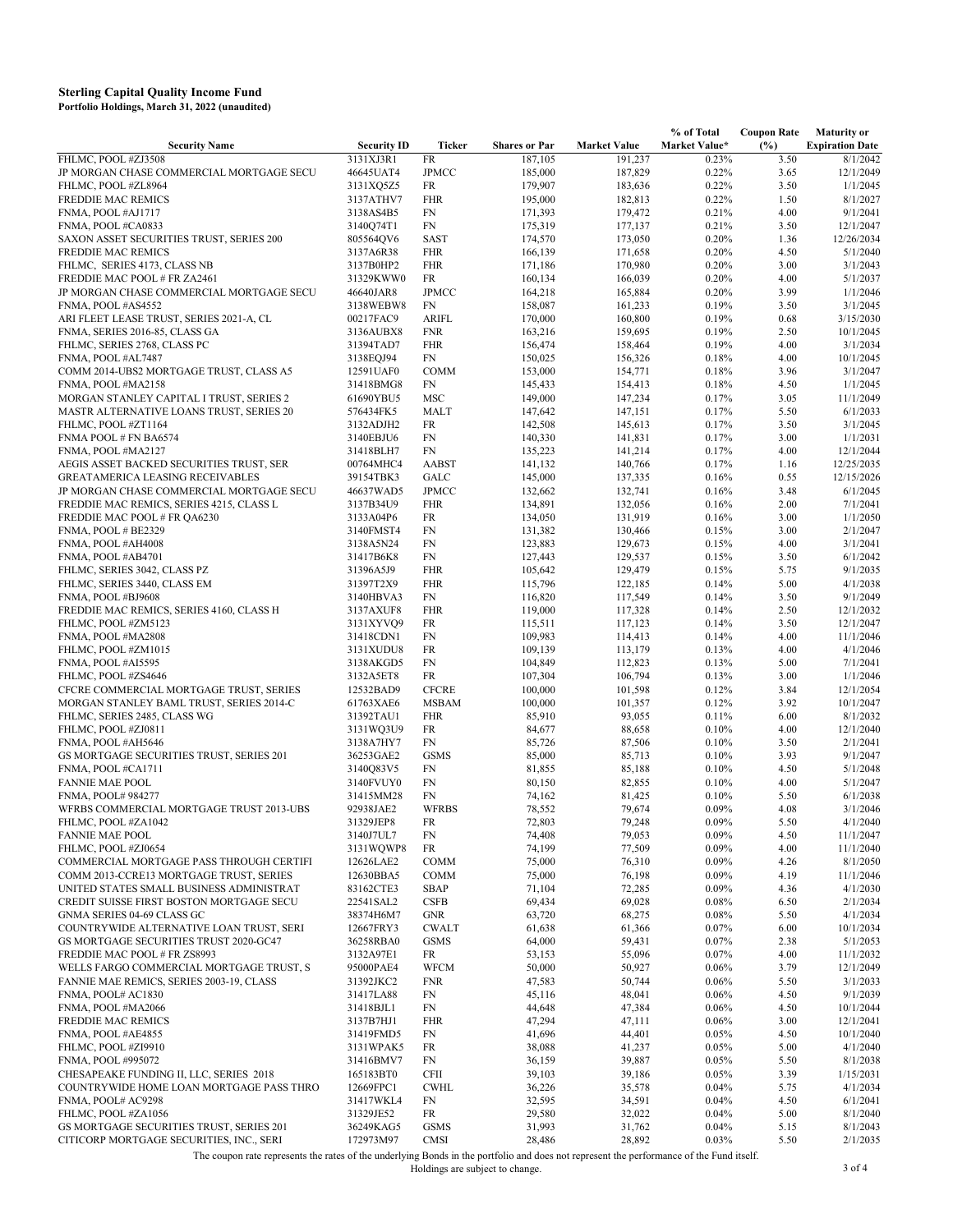**Sterling Capital Quality Income Fund**
**Portfolio Holdings, March 31, 2022 (unaudited)**

| Security Name | Security ID | Ticker | Shares or Par | Market Value | % of Total Market Value* | Coupon Rate (%) | Maturity or Expiration Date |
|---|---|---|---|---|---|---|---|
| FHLMC, POOL #ZJ3508 | 3131XJ3R1 | FR | 187,105 | 191,237 | 0.23% | 3.50 | 8/1/2042 |
| JP MORGAN CHASE COMMERCIAL MORTGAGE SECU | 46645UAT4 | JPMCC | 185,000 | 187,829 | 0.22% | 3.65 | 12/1/2049 |
| FHLMC, POOL #ZL8964 | 3131XQ5Z5 | FR | 179,907 | 183,636 | 0.22% | 3.50 | 1/1/2045 |
| FREDDIE MAC REMICS | 3137ATHV7 | FHR | 195,000 | 182,813 | 0.22% | 1.50 | 8/1/2027 |
| FNMA, POOL #AJ1717 | 3138AS4B5 | FN | 171,393 | 179,472 | 0.21% | 4.00 | 9/1/2041 |
| FNMA, POOL #CA0833 | 3140Q74T1 | FN | 175,319 | 177,137 | 0.21% | 3.50 | 12/1/2047 |
| SAXON ASSET SECURITIES TRUST, SERIES 200 | 805564QV6 | SAST | 174,570 | 173,050 | 0.20% | 1.36 | 12/26/2034 |
| FREDDIE MAC REMICS | 3137A6R38 | FHR | 166,139 | 171,658 | 0.20% | 4.50 | 5/1/2040 |
| FHLMC, SERIES 4173, CLASS NB | 3137B0HP2 | FHR | 171,186 | 170,980 | 0.20% | 3.00 | 3/1/2043 |
| FREDDIE MAC POOL # FR ZA2461 | 31329KWW0 | FR | 160,134 | 166,039 | 0.20% | 4.00 | 5/1/2037 |
| JP MORGAN CHASE COMMERCIAL MORTGAGE SECU | 46640JAR8 | JPMCC | 164,218 | 165,884 | 0.20% | 3.99 | 1/1/2046 |
| FNMA, POOL #AS4552 | 3138WEBW8 | FN | 158,087 | 161,233 | 0.19% | 3.50 | 3/1/2045 |
| ARI FLEET LEASE TRUST, SERIES 2021-A, CL | 00217FAC9 | ARIFL | 170,000 | 160,800 | 0.19% | 0.68 | 3/15/2030 |
| FNMA, SERIES 2016-85, CLASS GA | 3136AUBX8 | FNR | 163,216 | 159,695 | 0.19% | 2.50 | 10/1/2045 |
| FHLMC, SERIES 2768, CLASS PC | 31394TAD7 | FHR | 156,474 | 158,464 | 0.19% | 4.00 | 3/1/2034 |
| FNMA, POOL #AL7487 | 3138EQJ94 | FN | 150,025 | 156,326 | 0.18% | 4.00 | 10/1/2045 |
| COMM 2014-UBS2 MORTGAGE TRUST, CLASS A5 | 12591UAF0 | COMM | 153,000 | 154,771 | 0.18% | 3.96 | 3/1/2047 |
| FNMA, POOL #MA2158 | 31418BMG8 | FN | 145,433 | 154,413 | 0.18% | 4.50 | 1/1/2045 |
| MORGAN STANLEY CAPITAL I TRUST, SERIES 2 | 61690YBU5 | MSC | 149,000 | 147,234 | 0.17% | 3.05 | 11/1/2049 |
| MASTR ALTERNATIVE LOANS TRUST, SERIES 20 | 576434FK5 | MALT | 147,642 | 147,151 | 0.17% | 5.50 | 6/1/2033 |
| FHLMC, POOL #ZT1164 | 3132ADJH2 | FR | 142,508 | 145,613 | 0.17% | 3.50 | 3/1/2045 |
| FNMA POOL # FN BA6574 | 3140EBJU6 | FN | 140,330 | 141,831 | 0.17% | 3.00 | 1/1/2031 |
| FNMA, POOL #MA2127 | 31418BLH7 | FN | 135,223 | 141,214 | 0.17% | 4.00 | 12/1/2044 |
| AEGIS ASSET BACKED SECURITIES TRUST, SER | 00764MHC4 | AABST | 141,132 | 140,766 | 0.17% | 1.16 | 12/25/2035 |
| GREATAMERICA LEASING RECEIVABLES | 39154TBK3 | GALC | 145,000 | 137,335 | 0.16% | 0.55 | 12/15/2026 |
| JP MORGAN CHASE COMMERCIAL MORTGAGE SECU | 46637WAD5 | JPMCC | 132,662 | 132,741 | 0.16% | 3.48 | 6/1/2045 |
| FREDDIE MAC REMICS, SERIES 4215, CLASS L | 3137B34U9 | FHR | 134,891 | 132,056 | 0.16% | 2.00 | 7/1/2041 |
| FREDDIE MAC POOL # FR QA6230 | 3133A04P6 | FR | 134,050 | 131,919 | 0.16% | 3.00 | 1/1/2050 |
| FNMA, POOL # BE2329 | 3140FMST4 | FN | 131,382 | 130,466 | 0.15% | 3.00 | 2/1/2047 |
| FNMA, POOL #AH4008 | 3138A5N24 | FN | 123,883 | 129,673 | 0.15% | 4.00 | 3/1/2041 |
| FNMA, POOL #AB4701 | 31417B6K8 | FN | 127,443 | 129,537 | 0.15% | 3.50 | 6/1/2042 |
| FHLMC, SERIES 3042, CLASS PZ | 31396A5J9 | FHR | 105,642 | 129,479 | 0.15% | 5.75 | 9/1/2035 |
| FHLMC, SERIES 3440, CLASS EM | 31397T2X9 | FHR | 115,796 | 122,185 | 0.14% | 5.00 | 4/1/2038 |
| FNMA, POOL #BJ9608 | 3140HBVA3 | FN | 116,820 | 117,549 | 0.14% | 3.50 | 9/1/2049 |
| FREDDIE MAC REMICS, SERIES 4160, CLASS H | 3137AXUF8 | FHR | 119,000 | 117,328 | 0.14% | 2.50 | 12/1/2032 |
| FHLMC, POOL #ZM5123 | 3131XYVQ9 | FR | 115,511 | 117,123 | 0.14% | 3.50 | 12/1/2047 |
| FNMA, POOL #MA2808 | 31418CDN1 | FN | 109,983 | 114,413 | 0.14% | 4.00 | 11/1/2046 |
| FHLMC, POOL #ZM1015 | 3131XUDU8 | FR | 109,139 | 113,179 | 0.13% | 4.00 | 4/1/2046 |
| FNMA, POOL #AI5595 | 3138AKGD5 | FN | 104,849 | 112,823 | 0.13% | 5.00 | 7/1/2041 |
| FHLMC, POOL #ZS4646 | 3132A5ET8 | FR | 107,304 | 106,794 | 0.13% | 3.00 | 1/1/2046 |
| CFCRE COMMERCIAL MORTGAGE TRUST, SERIES | 12532BAD9 | CFCRE | 100,000 | 101,598 | 0.12% | 3.84 | 12/1/2054 |
| MORGAN STANLEY BAML TRUST, SERIES 2014-C | 61763XAE6 | MSBAM | 100,000 | 101,357 | 0.12% | 3.92 | 10/1/2047 |
| FHLMC, SERIES 2485, CLASS WG | 31392TAU1 | FHR | 85,910 | 93,055 | 0.11% | 6.00 | 8/1/2032 |
| FHLMC, POOL #ZJ0811 | 3131WQ3U9 | FR | 84,677 | 88,658 | 0.10% | 4.00 | 12/1/2040 |
| FNMA, POOL #AH5646 | 3138A7HY7 | FN | 85,726 | 87,506 | 0.10% | 3.50 | 2/1/2041 |
| GS MORTGAGE SECURITIES TRUST, SERIES 201 | 36253GAE2 | GSMS | 85,000 | 85,713 | 0.10% | 3.93 | 9/1/2047 |
| FNMA, POOL #CA1711 | 3140Q83V5 | FN | 81,855 | 85,188 | 0.10% | 4.50 | 5/1/2048 |
| FANNIE MAE POOL | 3140FVUY0 | FN | 80,150 | 82,855 | 0.10% | 4.00 | 5/1/2047 |
| FNMA, POOL# 984277 | 31415MM28 | FN | 74,162 | 81,425 | 0.10% | 5.50 | 6/1/2038 |
| WFRBS COMMERCIAL MORTGAGE TRUST 2013-UBS | 92938JAE2 | WFRBS | 78,552 | 79,674 | 0.09% | 4.08 | 3/1/2046 |
| FHLMC, POOL #ZA1042 | 31329JEP8 | FR | 72,803 | 79,248 | 0.09% | 5.50 | 4/1/2040 |
| FANNIE MAE POOL | 3140J7UL7 | FN | 74,408 | 79,053 | 0.09% | 4.50 | 11/1/2047 |
| FHLMC, POOL #ZJ0654 | 3131WQWP8 | FR | 74,199 | 77,509 | 0.09% | 4.00 | 11/1/2040 |
| COMMERCIAL MORTGAGE PASS THROUGH CERTIFI | 12626LAE2 | COMM | 75,000 | 76,310 | 0.09% | 4.26 | 8/1/2050 |
| COMM 2013-CCRE13 MORTGAGE TRUST, SERIES | 12630BBA5 | COMM | 75,000 | 76,198 | 0.09% | 4.19 | 11/1/2046 |
| UNITED STATES SMALL BUSINESS ADMINISTRAT | 83162CTE3 | SBAP | 71,104 | 72,285 | 0.09% | 4.36 | 4/1/2030 |
| CREDIT SUISSE FIRST BOSTON MORTGAGE SECU | 22541SAL2 | CSFB | 69,434 | 69,028 | 0.08% | 6.50 | 2/1/2034 |
| GNMA SERIES 04-69 CLASS GC | 38374H6M7 | GNR | 63,720 | 68,275 | 0.08% | 5.50 | 4/1/2034 |
| COUNTRYWIDE ALTERNATIVE LOAN TRUST, SERI | 12667FRY3 | CWALT | 61,638 | 61,366 | 0.07% | 6.00 | 10/1/2034 |
| GS MORTGAGE SECURITIES TRUST 2020-GC47 | 36258RBA0 | GSMS | 64,000 | 59,431 | 0.07% | 2.38 | 5/1/2053 |
| FREDDIE MAC POOL # FR ZS8993 | 3132A97E1 | FR | 53,153 | 55,096 | 0.07% | 4.00 | 11/1/2032 |
| WELLS FARGO COMMERCIAL MORTGAGE TRUST, S | 95000PAE4 | WFCM | 50,000 | 50,927 | 0.06% | 3.79 | 12/1/2049 |
| FANNIE MAE REMICS, SERIES 2003-19, CLASS | 31392JKC2 | FNR | 47,583 | 50,744 | 0.06% | 5.50 | 3/1/2033 |
| FNMA, POOL# AC1830 | 31417LA88 | FN | 45,116 | 48,041 | 0.06% | 4.50 | 9/1/2039 |
| FNMA, POOL #MA2066 | 31418BJL1 | FN | 44,648 | 47,384 | 0.06% | 4.50 | 10/1/2044 |
| FREDDIE MAC REMICS | 3137B7HJ1 | FHR | 47,294 | 47,111 | 0.06% | 3.00 | 12/1/2041 |
| FNMA, POOL #AE4855 | 31419FMD5 | FN | 41,696 | 44,401 | 0.05% | 4.50 | 10/1/2040 |
| FHLMC, POOL #ZI9910 | 3131WPAK5 | FR | 38,088 | 41,237 | 0.05% | 5.00 | 4/1/2040 |
| FNMA, POOL #995072 | 31416BMV7 | FN | 36,159 | 39,887 | 0.05% | 5.50 | 8/1/2038 |
| CHESAPEAKE FUNDING II, LLC, SERIES 2018 | 165183BT0 | CFII | 39,103 | 39,186 | 0.05% | 3.39 | 1/15/2031 |
| COUNTRYWIDE HOME LOAN MORTGAGE PASS THRO | 12669FPC1 | CWHL | 36,226 | 35,578 | 0.04% | 5.75 | 4/1/2034 |
| FNMA, POOL# AC9298 | 31417WKL4 | FN | 32,595 | 34,591 | 0.04% | 4.50 | 6/1/2041 |
| FHLMC, POOL #ZA1056 | 31329JE52 | FR | 29,580 | 32,022 | 0.04% | 5.00 | 8/1/2040 |
| GS MORTGAGE SECURITIES TRUST, SERIES 201 | 36249KAG5 | GSMS | 31,993 | 31,762 | 0.04% | 5.15 | 8/1/2043 |
| CITICORP MORTGAGE SECURITIES, INC., SERI | 172973M97 | CMSI | 28,486 | 28,892 | 0.03% | 5.50 | 2/1/2035 |

The coupon rate represents the rates of the underlying Bonds in the portfolio and does not represent the performance of the Fund itself.

Holdings are subject to change.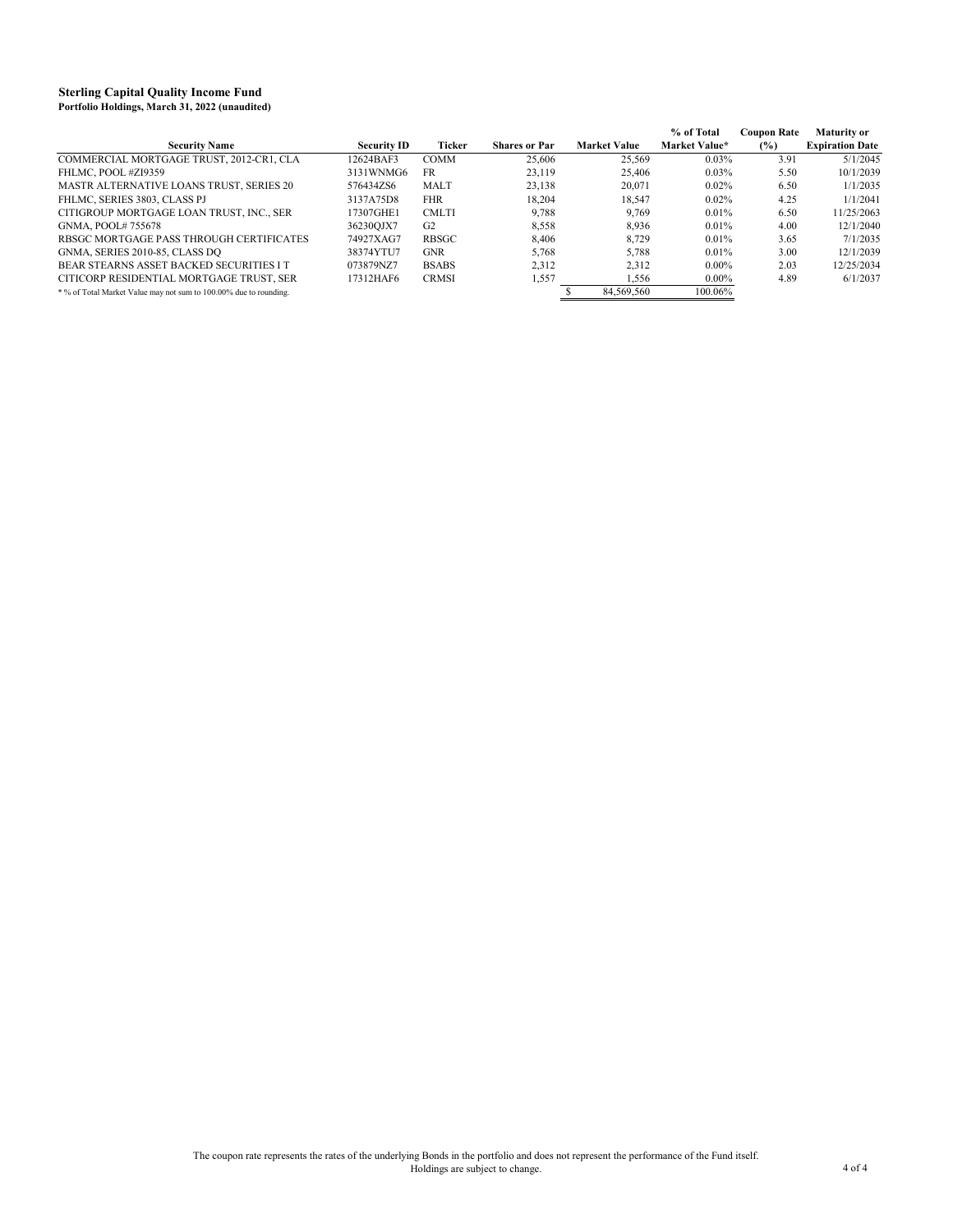**Sterling Capital Quality Income Fund**
**Portfolio Holdings, March 31, 2022 (unaudited)**

| Security Name | Security ID | Ticker | Shares or Par | Market Value | % of Total Market Value* | Coupon Rate (%) | Maturity or Expiration Date |
|---|---|---|---|---|---|---|---|
| COMMERCIAL MORTGAGE TRUST, 2012-CR1, CLA | 12624BAF3 | COMM | 25,606 | 25,569 | 0.03% | 3.91 | 5/1/2045 |
| FHLMC, POOL #ZI9359 | 3131WNMG6 | FR | 23,119 | 25,406 | 0.03% | 5.50 | 10/1/2039 |
| MASTR ALTERNATIVE LOANS TRUST, SERIES 20 | 576434ZS6 | MALT | 23,138 | 20,071 | 0.02% | 6.50 | 1/1/2035 |
| FHLMC, SERIES 3803, CLASS PJ | 3137A75D8 | FHR | 18,204 | 18,547 | 0.02% | 4.25 | 1/1/2041 |
| CITIGROUP MORTGAGE LOAN TRUST, INC., SER | 17307GHE1 | CMLTI | 9,788 | 9,769 | 0.01% | 6.50 | 11/25/2063 |
| GNMA, POOL# 755678 | 36230QJX7 | G2 | 8,558 | 8,936 | 0.01% | 4.00 | 12/1/2040 |
| RBSGC MORTGAGE PASS THROUGH CERTIFICATES | 74927XAG7 | RBSGC | 8,406 | 8,729 | 0.01% | 3.65 | 7/1/2035 |
| GNMA, SERIES 2010-85, CLASS DQ | 38374YTU7 | GNR | 5,768 | 5,788 | 0.01% | 3.00 | 12/1/2039 |
| BEAR STEARNS ASSET BACKED SECURITIES I T | 073879NZ7 | BSABS | 2,312 | 2,312 | 0.00% | 2.03 | 12/25/2034 |
| CITICORP RESIDENTIAL MORTGAGE TRUST, SER | 17312HAF6 | CRMSI | 1,557 | 1,556 | 0.00% | 4.89 | 6/1/2037 |
| | | | | $ 84,569,560 | 100.06% | | |

* % of Total Market Value may not sum to 100.00% due to rounding.

The coupon rate represents the rates of the underlying Bonds in the portfolio and does not represent the performance of the Fund itself.
Holdings are subject to change.